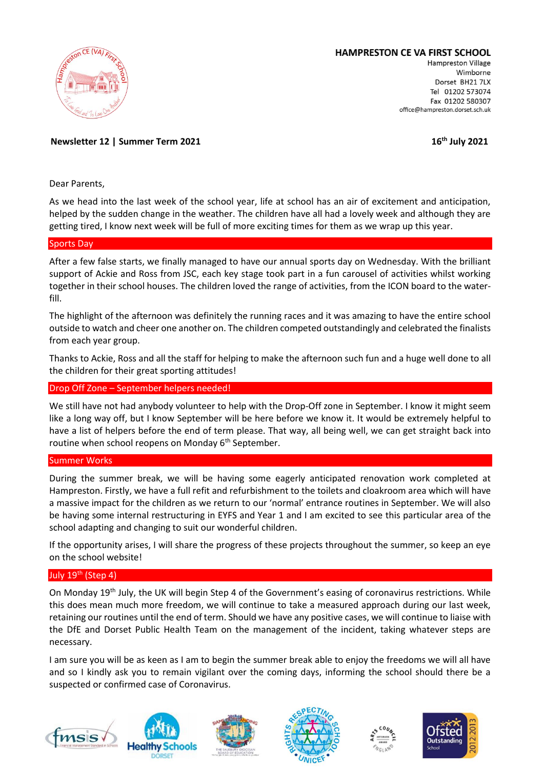**HAMPRESTON CE VA FIRST SCHOOL**
Hampreston Village
Wimborne
Dorset BH21 7LX
Tel 01202 573074
Fax 01202 580307
office@hampreston.dorset.sch.uk

**Newsletter 12 | Summer Term 2021**

**16th July 2021**

Dear Parents,

As we head into the last week of the school year, life at school has an air of excitement and anticipation, helped by the sudden change in the weather. The children have all had a lovely week and although they are getting tired, I know next week will be full of more exciting times for them as we wrap up this year.

## Sports Day

After a few false starts, we finally managed to have our annual sports day on Wednesday. With the brilliant support of Ackie and Ross from JSC, each key stage took part in a fun carousel of activities whilst working together in their school houses. The children loved the range of activities, from the ICON board to the water-fill.

The highlight of the afternoon was definitely the running races and it was amazing to have the entire school outside to watch and cheer one another on. The children competed outstandingly and celebrated the finalists from each year group.

Thanks to Ackie, Ross and all the staff for helping to make the afternoon such fun and a huge well done to all the children for their great sporting attitudes!

## Drop Off Zone – September helpers needed!

We still have not had anybody volunteer to help with the Drop-Off zone in September. I know it might seem like a long way off, but I know September will be here before we know it. It would be extremely helpful to have a list of helpers before the end of term please. That way, all being well, we can get straight back into routine when school reopens on Monday 6th September.

## Summer Works

During the summer break, we will be having some eagerly anticipated renovation work completed at Hampreston. Firstly, we have a full refit and refurbishment to the toilets and cloakroom area which will have a massive impact for the children as we return to our 'normal' entrance routines in September. We will also be having some internal restructuring in EYFS and Year 1 and I am excited to see this particular area of the school adapting and changing to suit our wonderful children.

If the opportunity arises, I will share the progress of these projects throughout the summer, so keep an eye on the school website!

## July 19th (Step 4)

On Monday 19th July, the UK will begin Step 4 of the Government's easing of coronavirus restrictions. While this does mean much more freedom, we will continue to take a measured approach during our last week, retaining our routines until the end of term. Should we have any positive cases, we will continue to liaise with the DfE and Dorset Public Health Team on the management of the incident, taking whatever steps are necessary.

I am sure you will be as keen as I am to begin the summer break able to enjoy the freedoms we will all have and so I kindly ask you to remain vigilant over the coming days, informing the school should there be a suspected or confirmed case of Coronavirus.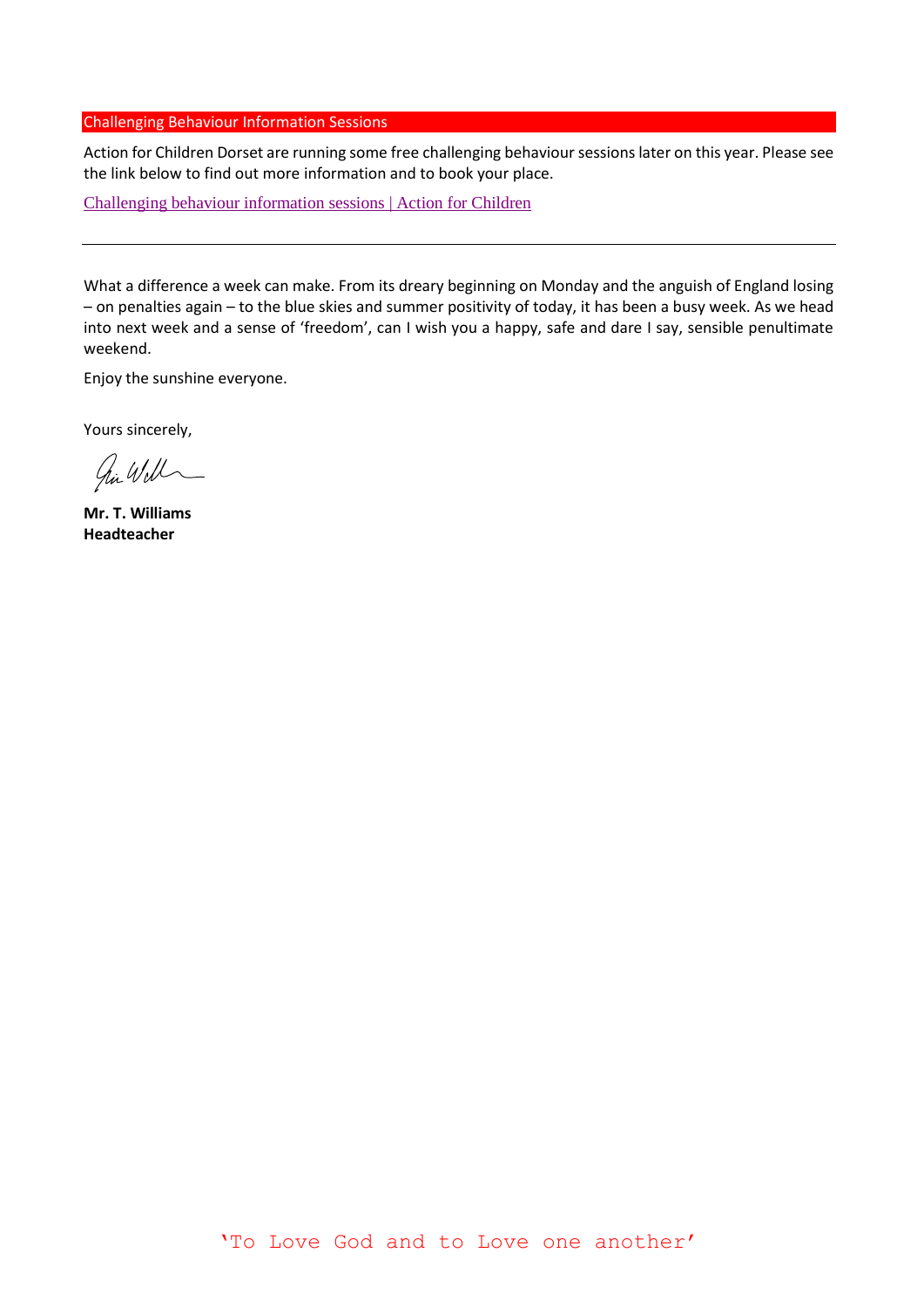## Challenging Behaviour Information Sessions

Action for Children Dorset are running some free challenging behaviour sessions later on this year. Please see the link below to find out more information and to book your place.

[Challenging behaviour information sessions | Action for Children]

---

What a difference a week can make. From its dreary beginning on Monday and the anguish of England losing – on penalties again – to the blue skies and summer positivity of today, it has been a busy week. As we head into next week and a sense of 'freedom', can I wish you a happy, safe and dare I say, sensible penultimate weekend.

Enjoy the sunshine everyone.

Yours sincerely,

**Mr. T. Williams**
**Headteacher**

'To Love God and to Love one another'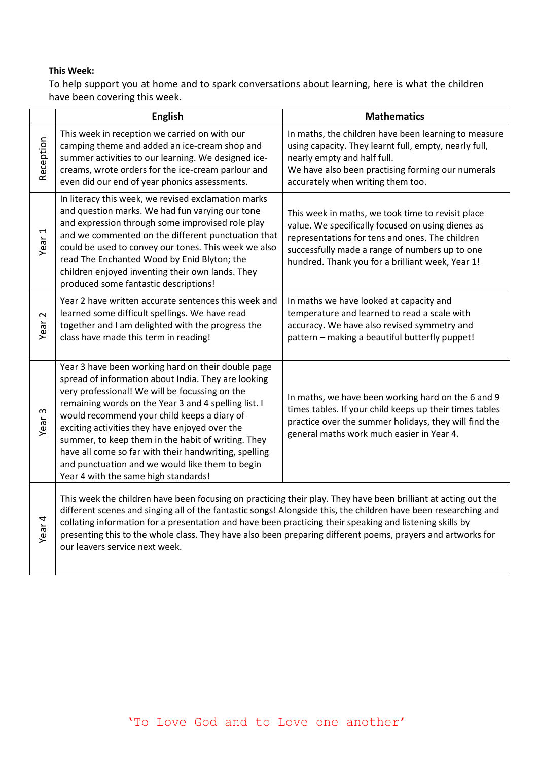**This Week:**

To help support you at home and to spark conversations about learning, here is what the children have been covering this week.

| | English | Mathematics |
|---|---|---|
| Reception | This week in reception we carried on with our camping theme and added an ice-cream shop and summer activities to our learning. We designed ice-creams, wrote orders for the ice-cream parlour and even did our end of year phonics assessments. | In maths, the children have been learning to measure using capacity. They learnt full, empty, nearly full, nearly empty and half full. We have also been practising forming our numerals accurately when writing them too. |
| Year 1 | In literacy this week, we revised exclamation marks and question marks. We had fun varying our tone and expression through some improvised role play and we commented on the different punctuation that could be used to convey our tones. This week we also read The Enchanted Wood by Enid Blyton; the children enjoyed inventing their own lands. They produced some fantastic descriptions! | This week in maths, we took time to revisit place value. We specifically focused on using dienes as representations for tens and ones. The children successfully made a range of numbers up to one hundred. Thank you for a brilliant week, Year 1! |
| Year 2 | Year 2 have written accurate sentences this week and learned some difficult spellings. We have read together and I am delighted with the progress the class have made this term in reading! | In maths we have looked at capacity and temperature and learned to read a scale with accuracy. We have also revised symmetry and pattern – making a beautiful butterfly puppet! |
| Year 3 | Year 3 have been working hard on their double page spread of information about India. They are looking very professional! We will be focussing on the remaining words on the Year 3 and 4 spelling list. I would recommend your child keeps a diary of exciting activities they have enjoyed over the summer, to keep them in the habit of writing. They have all come so far with their handwriting, spelling and punctuation and we would like them to begin Year 4 with the same high standards! | In maths, we have been working hard on the 6 and 9 times tables. If your child keeps up their times tables practice over the summer holidays, they will find the general maths work much easier in Year 4. |
| Year 4 | This week the children have been focusing on practicing their play. They have been brilliant at acting out the different scenes and singing all of the fantastic songs! Alongside this, the children have been researching and collating information for a presentation and have been practicing their speaking and listening skills by presenting this to the whole class. They have also been preparing different poems, prayers and artworks for our leavers service next week. | |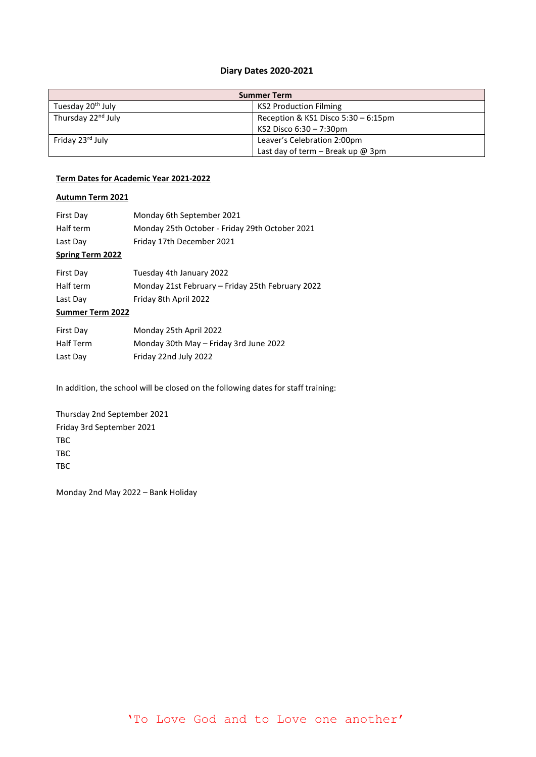## Diary Dates 2020-2021

| Summer Term | |
| --- | --- |
| Tuesday 20th July | KS2 Production Filming |
| Thursday 22nd July | Reception & KS1 Disco 5:30 – 6:15pm<br>KS2 Disco 6:30 – 7:30pm |
| Friday 23rd July | Leaver's Celebration 2:00pm<br>Last day of term – Break up @ 3pm |

**Term Dates for Academic Year 2021-2022**

**Autumn Term 2021**

| | |
| --- | --- |
| First Day | Monday 6th September 2021 |
| Half term | Monday 25th October - Friday 29th October 2021 |
| Last Day | Friday 17th December 2021 |

**Spring Term 2022**

| | |
| --- | --- |
| First Day | Tuesday 4th January 2022 |
| Half term | Monday 21st February – Friday 25th February 2022 |
| Last Day | Friday 8th April 2022 |

**Summer Term 2022**

| | |
| --- | --- |
| First Day | Monday 25th April 2022 |
| Half Term | Monday 30th May – Friday 3rd June 2022 |
| Last Day | Friday 22nd July 2022 |

In addition, the school will be closed on the following dates for staff training:

Thursday 2nd September 2021
Friday 3rd September 2021
TBC
TBC
TBC

Monday 2nd May 2022 – Bank Holiday

'To Love God and to Love one another'